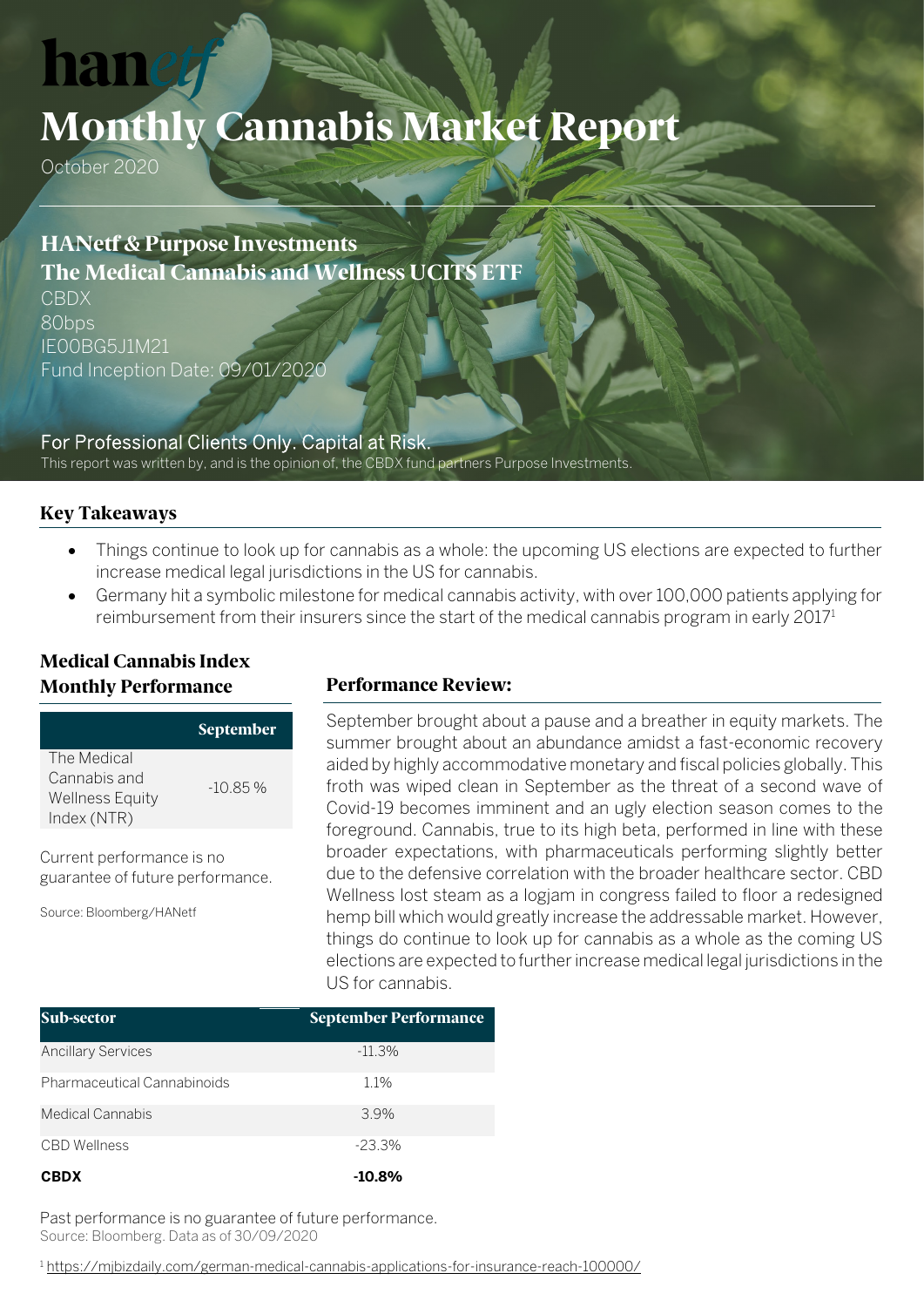hanetf

# Monthly Cannabis Market Report

October 2020

## HANetf & Purpose Investments
## The Medical Cannabis and Wellness UCITS ETF

CBDX
80bps
IE00BG5J1M21
Fund Inception Date: 09/01/2020

For Professional Clients Only. Capital at Risk.
This report was written by, and is the opinion of, the CBDX fund partners Purpose Investments.

### Key Takeaways

- Things continue to look up for cannabis as a whole: the upcoming US elections are expected to further increase medical legal jurisdictions in the US for cannabis.
- Germany hit a symbolic milestone for medical cannabis activity, with over 100,000 patients applying for reimbursement from their insurers since the start of the medical cannabis program in early 2017[1]

### Medical Cannabis Index Monthly Performance

| | September |
|---|---|
| The Medical Cannabis and Wellness Equity Index (NTR) | -10.85 % |

Current performance is no guarantee of future performance.

Source: Bloomberg/HANetf

### Performance Review:

September brought about a pause and a breather in equity markets. The summer brought about an abundance amidst a fast-economic recovery aided by highly accommodative monetary and fiscal policies globally. This froth was wiped clean in September as the threat of a second wave of Covid-19 becomes imminent and an ugly election season comes to the foreground. Cannabis, true to its high beta, performed in line with these broader expectations, with pharmaceuticals performing slightly better due to the defensive correlation with the broader healthcare sector. CBD Wellness lost steam as a logjam in congress failed to floor a redesigned hemp bill which would greatly increase the addressable market. However, things do continue to look up for cannabis as a whole as the coming US elections are expected to further increase medical legal jurisdictions in the US for cannabis.

| Sub-sector | September Performance |
|---|---|
| Ancillary Services | -11.3% |
| Pharmaceutical Cannabinoids | 1.1% |
| Medical Cannabis | 3.9% |
| CBD Wellness | -23.3% |
| **CBDX** | **-10.8%** |

Past performance is no guarantee of future performance.
Source: Bloomberg. Data as of 30/09/2020

[1] https://mjbizdaily.com/german-medical-cannabis-applications-for-insurance-reach-100000/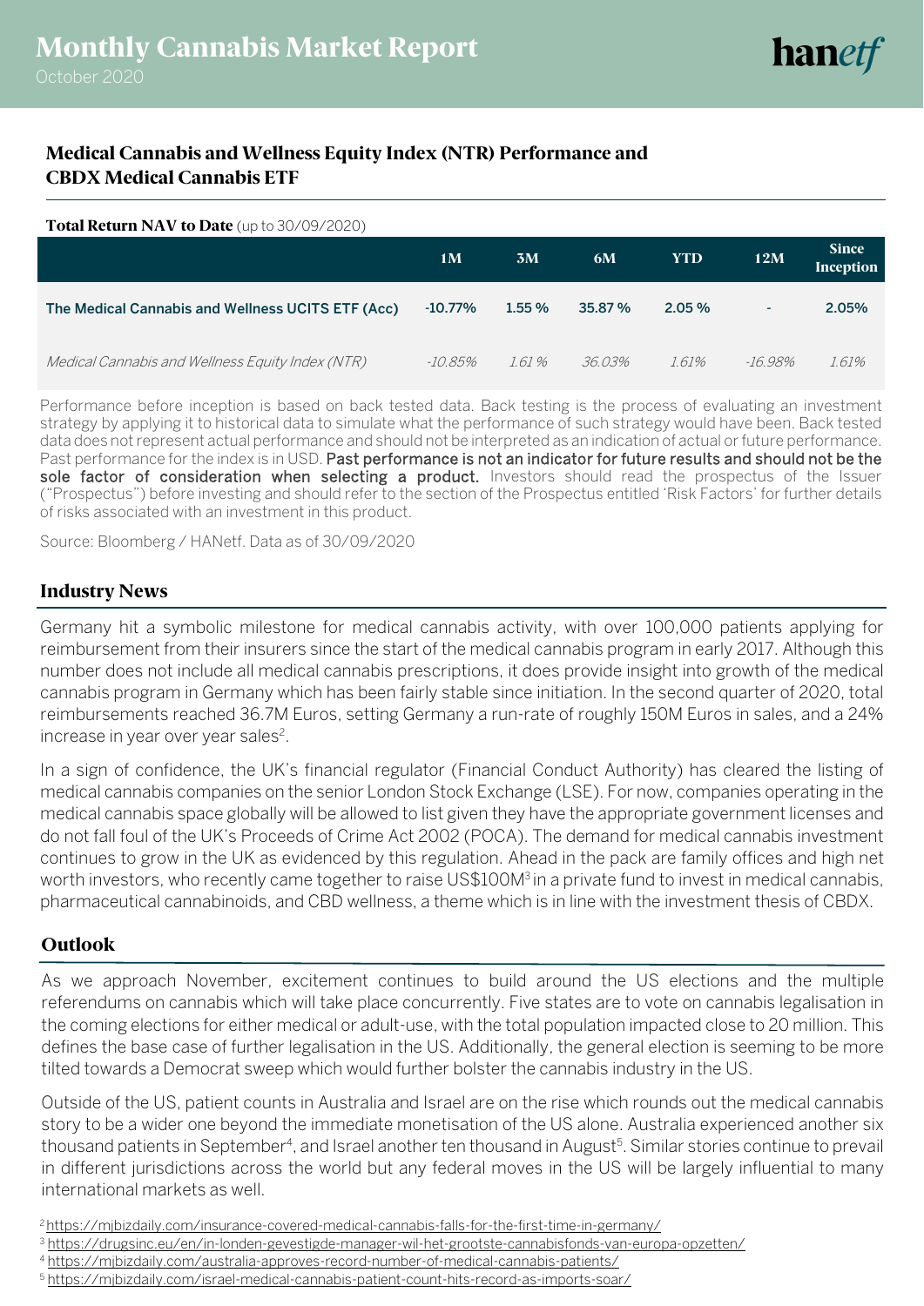# Monthly Cannabis Market Report

October 2020

## Medical Cannabis and Wellness Equity Index (NTR) Performance and CBDX Medical Cannabis ETF

**Total Return NAV to Date** (up to 30/09/2020)

| | 1M | 3M | 6M | YTD | 12M | Since Inception |
|---|---|---|---|---|---|---|
| **The Medical Cannabis and Wellness UCITS ETF (Acc)** | -10.77% | 1.55 % | 35.87 % | 2.05 % | - | 2.05% |
| *Medical Cannabis and Wellness Equity Index (NTR)* | *-10.85%* | *1.61 %* | *36.03%* | *1.61%* | *-16.98%* | *1.61%* |

Performance before inception is based on back tested data. Back testing is the process of evaluating an investment strategy by applying it to historical data to simulate what the performance of such strategy would have been. Back tested data does not represent actual performance and should not be interpreted as an indication of actual or future performance. Past performance for the index is in USD. **Past performance is not an indicator for future results and should not be the sole factor of consideration when selecting a product.** Investors should read the prospectus of the Issuer ("Prospectus") before investing and should refer to the section of the Prospectus entitled 'Risk Factors' for further details of risks associated with an investment in this product.

Source: Bloomberg / HANetf. Data as of 30/09/2020

## Industry News

Germany hit a symbolic milestone for medical cannabis activity, with over 100,000 patients applying for reimbursement from their insurers since the start of the medical cannabis program in early 2017. Although this number does not include all medical cannabis prescriptions, it does provide insight into growth of the medical cannabis program in Germany which has been fairly stable since initiation. In the second quarter of 2020, total reimbursements reached 36.7M Euros, setting Germany a run-rate of roughly 150M Euros in sales, and a 24% increase in year over year sales[2].

In a sign of confidence, the UK's financial regulator (Financial Conduct Authority) has cleared the listing of medical cannabis companies on the senior London Stock Exchange (LSE). For now, companies operating in the medical cannabis space globally will be allowed to list given they have the appropriate government licenses and do not fall foul of the UK's Proceeds of Crime Act 2002 (POCA). The demand for medical cannabis investment continues to grow in the UK as evidenced by this regulation. Ahead in the pack are family offices and high net worth investors, who recently came together to raise US$100M[3] in a private fund to invest in medical cannabis, pharmaceutical cannabinoids, and CBD wellness, a theme which is in line with the investment thesis of CBDX.

## Outlook

As we approach November, excitement continues to build around the US elections and the multiple referendums on cannabis which will take place concurrently. Five states are to vote on cannabis legalisation in the coming elections for either medical or adult-use, with the total population impacted close to 20 million. This defines the base case of further legalisation in the US. Additionally, the general election is seeming to be more tilted towards a Democrat sweep which would further bolster the cannabis industry in the US.

Outside of the US, patient counts in Australia and Israel are on the rise which rounds out the medical cannabis story to be a wider one beyond the immediate monetisation of the US alone. Australia experienced another six thousand patients in September[4], and Israel another ten thousand in August[5]. Similar stories continue to prevail in different jurisdictions across the world but any federal moves in the US will be largely influential to many international markets as well.

[2] https://mjbizdaily.com/insurance-covered-medical-cannabis-falls-for-the-first-time-in-germany/
[3] https://drugsinc.eu/en/in-londen-gevestigde-manager-wil-het-grootste-cannabisfonds-van-europa-opzetten/
[4] https://mjbizdaily.com/australia-approves-record-number-of-medical-cannabis-patients/
[5] https://mjbizdaily.com/israel-medical-cannabis-patient-count-hits-record-as-imports-soar/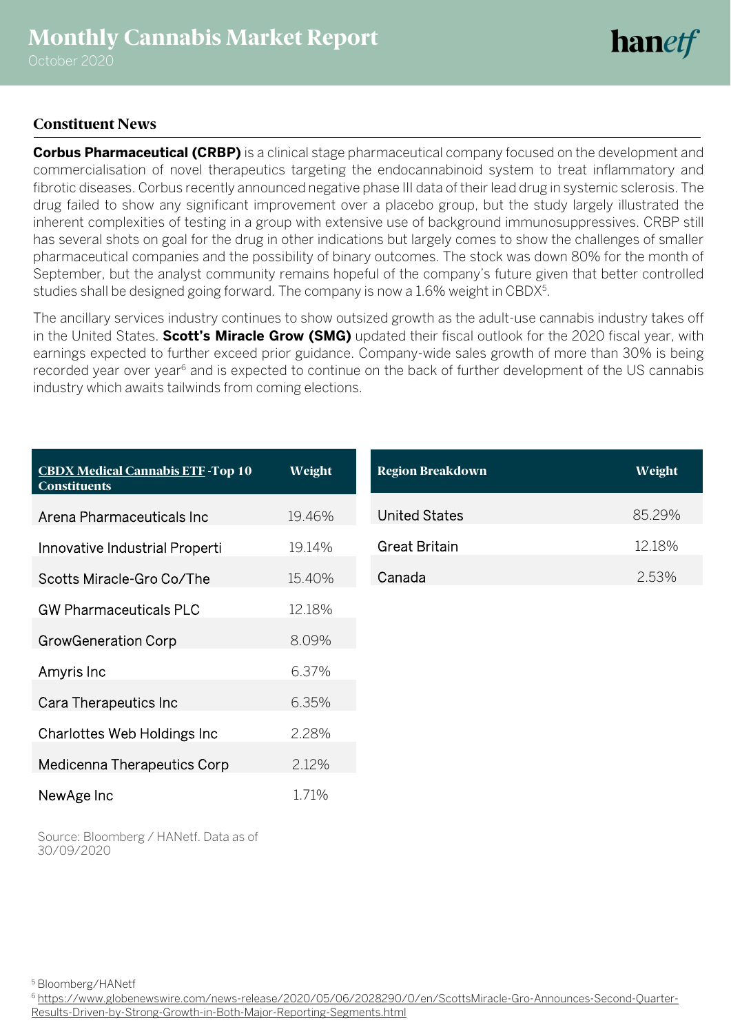## Constituent News

**Corbus Pharmaceutical (CRBP)** is a clinical stage pharmaceutical company focused on the development and commercialisation of novel therapeutics targeting the endocannabinoid system to treat inflammatory and fibrotic diseases. Corbus recently announced negative phase III data of their lead drug in systemic sclerosis. The drug failed to show any significant improvement over a placebo group, but the study largely illustrated the inherent complexities of testing in a group with extensive use of background immunosuppressives. CRBP still has several shots on goal for the drug in other indications but largely comes to show the challenges of smaller pharmaceutical companies and the possibility of binary outcomes. The stock was down 80% for the month of September, but the analyst community remains hopeful of the company's future given that better controlled studies shall be designed going forward. The company is now a 1.6% weight in CBDX[5].

The ancillary services industry continues to show outsized growth as the adult-use cannabis industry takes off in the United States. **Scott's Miracle Grow (SMG)** updated their fiscal outlook for the 2020 fiscal year, with earnings expected to further exceed prior guidance. Company-wide sales growth of more than 30% is being recorded year over year[6] and is expected to continue on the back of further development of the US cannabis industry which awaits tailwinds from coming elections.

| CBDX Medical Cannabis ETF - Top 10 Constituents | Weight |
|---|---|
| Arena Pharmaceuticals Inc | 19.46% |
| Innovative Industrial Properti | 19.14% |
| Scotts Miracle-Gro Co/The | 15.40% |
| GW Pharmaceuticals PLC | 12.18% |
| GrowGeneration Corp | 8.09% |
| Amyris Inc | 6.37% |
| Cara Therapeutics Inc | 6.35% |
| Charlottes Web Holdings Inc | 2.28% |
| Medicenna Therapeutics Corp | 2.12% |
| NewAge Inc | 1.71% |

Source: Bloomberg / HANetf. Data as of 30/09/2020

| Region Breakdown | Weight |
|---|---|
| United States | 85.29% |
| Great Britain | 12.18% |
| Canada | 2.53% |

[5] Bloomberg/HANetf

[6] https://www.globenewswire.com/news-release/2020/05/06/2028290/0/en/ScottsMiracle-Gro-Announces-Second-Quarter-Results-Driven-by-Strong-Growth-in-Both-Major-Reporting-Segments.html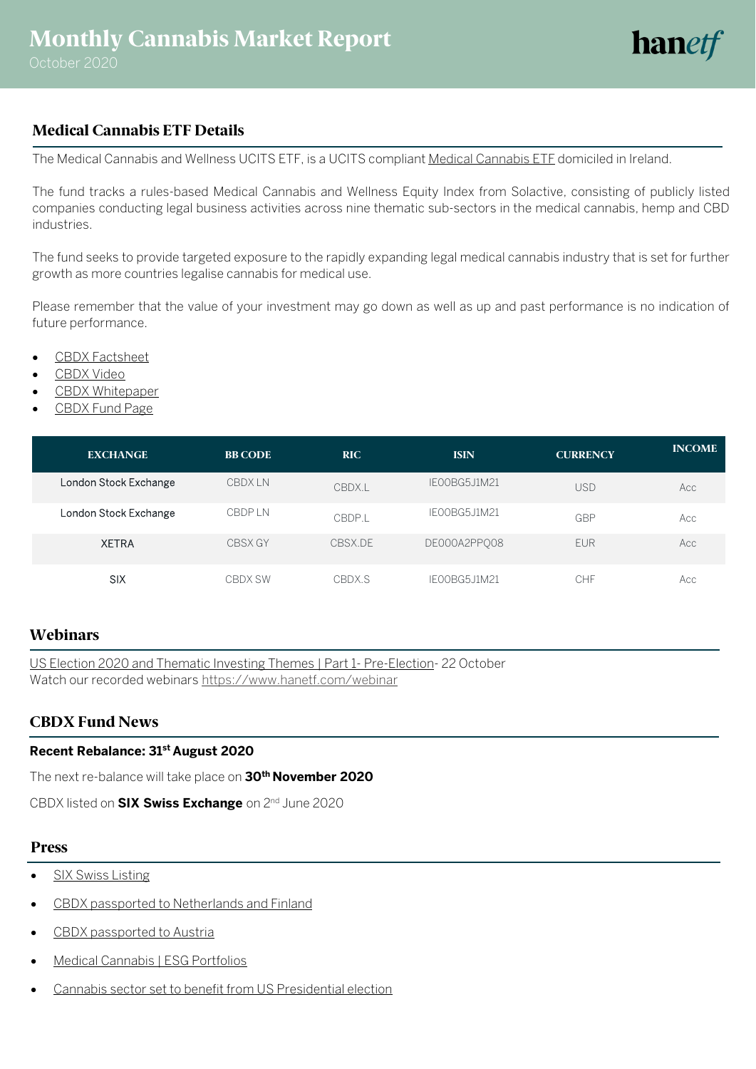# Monthly Cannabis Market Report

October 2020

## Medical Cannabis ETF Details

The Medical Cannabis and Wellness UCITS ETF, is a UCITS compliant Medical Cannabis ETF domiciled in Ireland.

The fund tracks a rules-based Medical Cannabis and Wellness Equity Index from Solactive, consisting of publicly listed companies conducting legal business activities across nine thematic sub-sectors in the medical cannabis, hemp and CBD industries.

The fund seeks to provide targeted exposure to the rapidly expanding legal medical cannabis industry that is set for further growth as more countries legalise cannabis for medical use.

Please remember that the value of your investment may go down as well as up and past performance is no indication of future performance.

- CBDX Factsheet
- CBDX Video
- CBDX Whitepaper
- CBDX Fund Page

| EXCHANGE | BB CODE | RIC | ISIN | CURRENCY | INCOME |
|---|---|---|---|---|---|
| London Stock Exchange | CBDX LN | CBDX.L | IE00BG5J1M21 | USD | Acc |
| London Stock Exchange | CBDP LN | CBDP.L | IE00BG5J1M21 | GBP | Acc |
| XETRA | CBSX GY | CBSX.DE | DE000A2PPQ08 | EUR | Acc |
| SIX | CBDX SW | CBDX.S | IE00BG5J1M21 | CHF | Acc |

## Webinars

US Election 2020 and Thematic Investing Themes | Part 1- Pre-Election- 22 October
Watch our recorded webinars https://www.hanetf.com/webinar

## CBDX Fund News

**Recent Rebalance: 31st August 2020**

The next re-balance will take place on **30th November 2020**

CBDX listed on **SIX Swiss Exchange** on 2nd June 2020

## Press

- SIX Swiss Listing
- CBDX passported to Netherlands and Finland
- CBDX passported to Austria
- Medical Cannabis | ESG Portfolios
- Cannabis sector set to benefit from US Presidential election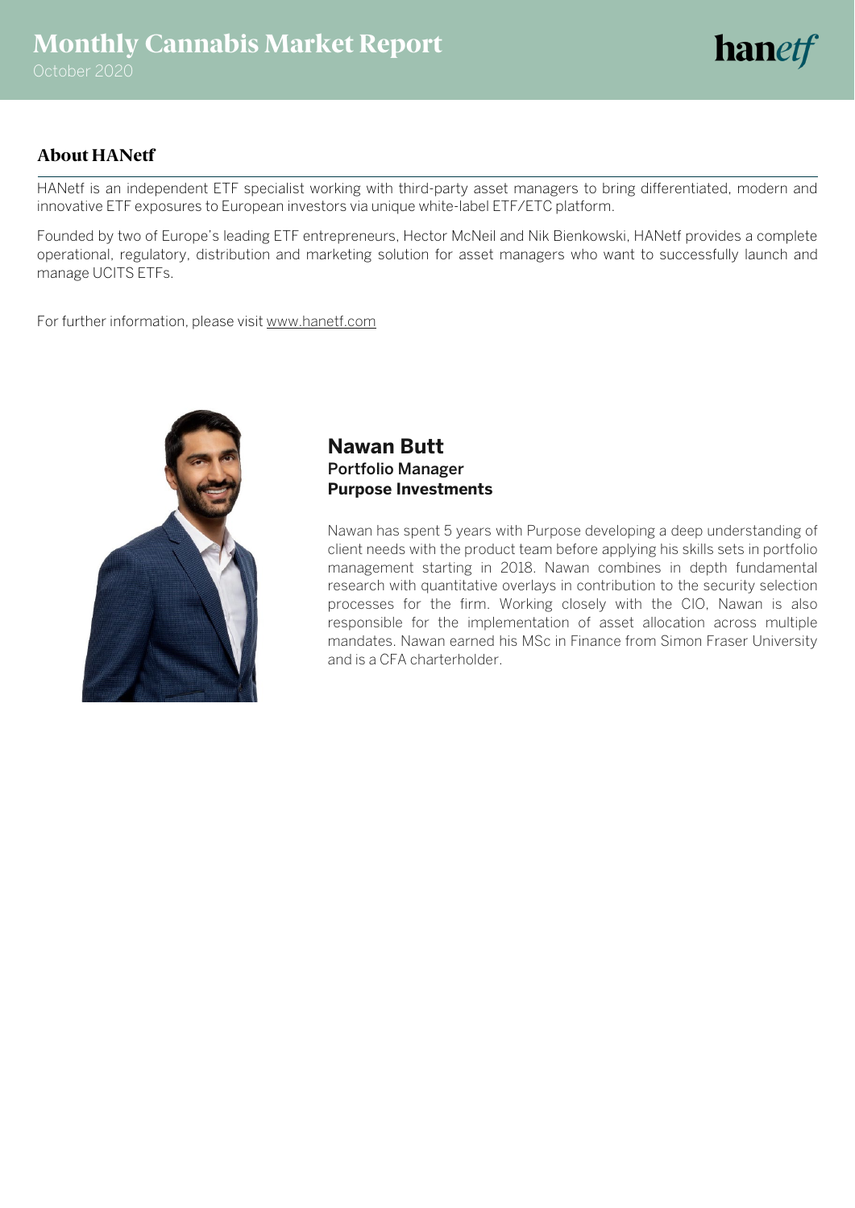## About HANetf

HANetf is an independent ETF specialist working with third-party asset managers to bring differentiated, modern and innovative ETF exposures to European investors via unique white-label ETF/ETC platform.

Founded by two of Europe's leading ETF entrepreneurs, Hector McNeil and Nik Bienkowski, HANetf provides a complete operational, regulatory, distribution and marketing solution for asset managers who want to successfully launch and manage UCITS ETFs.

For further information, please visit www.hanetf.com

### Nawan Butt
**Portfolio Manager**
**Purpose Investments**

Nawan has spent 5 years with Purpose developing a deep understanding of client needs with the product team before applying his skills sets in portfolio management starting in 2018. Nawan combines in depth fundamental research with quantitative overlays in contribution to the security selection processes for the firm. Working closely with the CIO, Nawan is also responsible for the implementation of asset allocation across multiple mandates. Nawan earned his MSc in Finance from Simon Fraser University and is a CFA charterholder.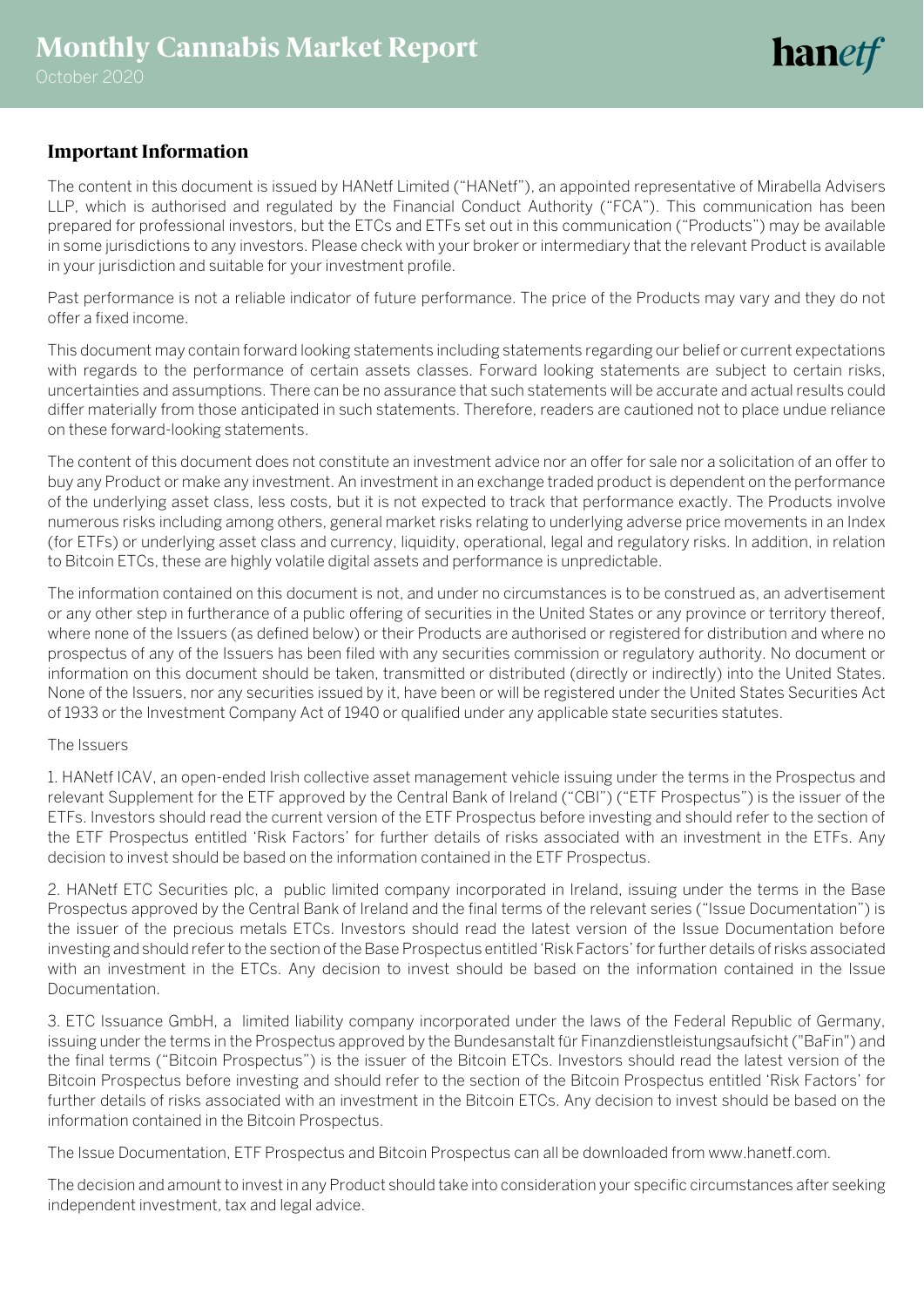## Important Information

The content in this document is issued by HANetf Limited ("HANetf"), an appointed representative of Mirabella Advisers LLP, which is authorised and regulated by the Financial Conduct Authority ("FCA"). This communication has been prepared for professional investors, but the ETCs and ETFs set out in this communication ("Products") may be available in some jurisdictions to any investors. Please check with your broker or intermediary that the relevant Product is available in your jurisdiction and suitable for your investment profile.

Past performance is not a reliable indicator of future performance. The price of the Products may vary and they do not offer a fixed income.

This document may contain forward looking statements including statements regarding our belief or current expectations with regards to the performance of certain assets classes. Forward looking statements are subject to certain risks, uncertainties and assumptions. There can be no assurance that such statements will be accurate and actual results could differ materially from those anticipated in such statements. Therefore, readers are cautioned not to place undue reliance on these forward-looking statements.

The content of this document does not constitute an investment advice nor an offer for sale nor a solicitation of an offer to buy any Product or make any investment. An investment in an exchange traded product is dependent on the performance of the underlying asset class, less costs, but it is not expected to track that performance exactly. The Products involve numerous risks including among others, general market risks relating to underlying adverse price movements in an Index (for ETFs) or underlying asset class and currency, liquidity, operational, legal and regulatory risks. In addition, in relation to Bitcoin ETCs, these are highly volatile digital assets and performance is unpredictable.

The information contained on this document is not, and under no circumstances is to be construed as, an advertisement or any other step in furtherance of a public offering of securities in the United States or any province or territory thereof, where none of the Issuers (as defined below) or their Products are authorised or registered for distribution and where no prospectus of any of the Issuers has been filed with any securities commission or regulatory authority. No document or information on this document should be taken, transmitted or distributed (directly or indirectly) into the United States. None of the Issuers, nor any securities issued by it, have been or will be registered under the United States Securities Act of 1933 or the Investment Company Act of 1940 or qualified under any applicable state securities statutes.

The Issuers

1. HANetf ICAV, an open-ended Irish collective asset management vehicle issuing under the terms in the Prospectus and relevant Supplement for the ETF approved by the Central Bank of Ireland ("CBI") ("ETF Prospectus") is the issuer of the ETFs. Investors should read the current version of the ETF Prospectus before investing and should refer to the section of the ETF Prospectus entitled 'Risk Factors' for further details of risks associated with an investment in the ETFs. Any decision to invest should be based on the information contained in the ETF Prospectus.

2. HANetf ETC Securities plc, a public limited company incorporated in Ireland, issuing under the terms in the Base Prospectus approved by the Central Bank of Ireland and the final terms of the relevant series ("Issue Documentation") is the issuer of the precious metals ETCs. Investors should read the latest version of the Issue Documentation before investing and should refer to the section of the Base Prospectus entitled 'Risk Factors' for further details of risks associated with an investment in the ETCs. Any decision to invest should be based on the information contained in the Issue Documentation.

3. ETC Issuance GmbH, a limited liability company incorporated under the laws of the Federal Republic of Germany, issuing under the terms in the Prospectus approved by the Bundesanstalt für Finanzdienstleistungsaufsicht ("BaFin") and the final terms ("Bitcoin Prospectus") is the issuer of the Bitcoin ETCs. Investors should read the latest version of the Bitcoin Prospectus before investing and should refer to the section of the Bitcoin Prospectus entitled 'Risk Factors' for further details of risks associated with an investment in the Bitcoin ETCs. Any decision to invest should be based on the information contained in the Bitcoin Prospectus.

The Issue Documentation, ETF Prospectus and Bitcoin Prospectus can all be downloaded from www.hanetf.com.

The decision and amount to invest in any Product should take into consideration your specific circumstances after seeking independent investment, tax and legal advice.